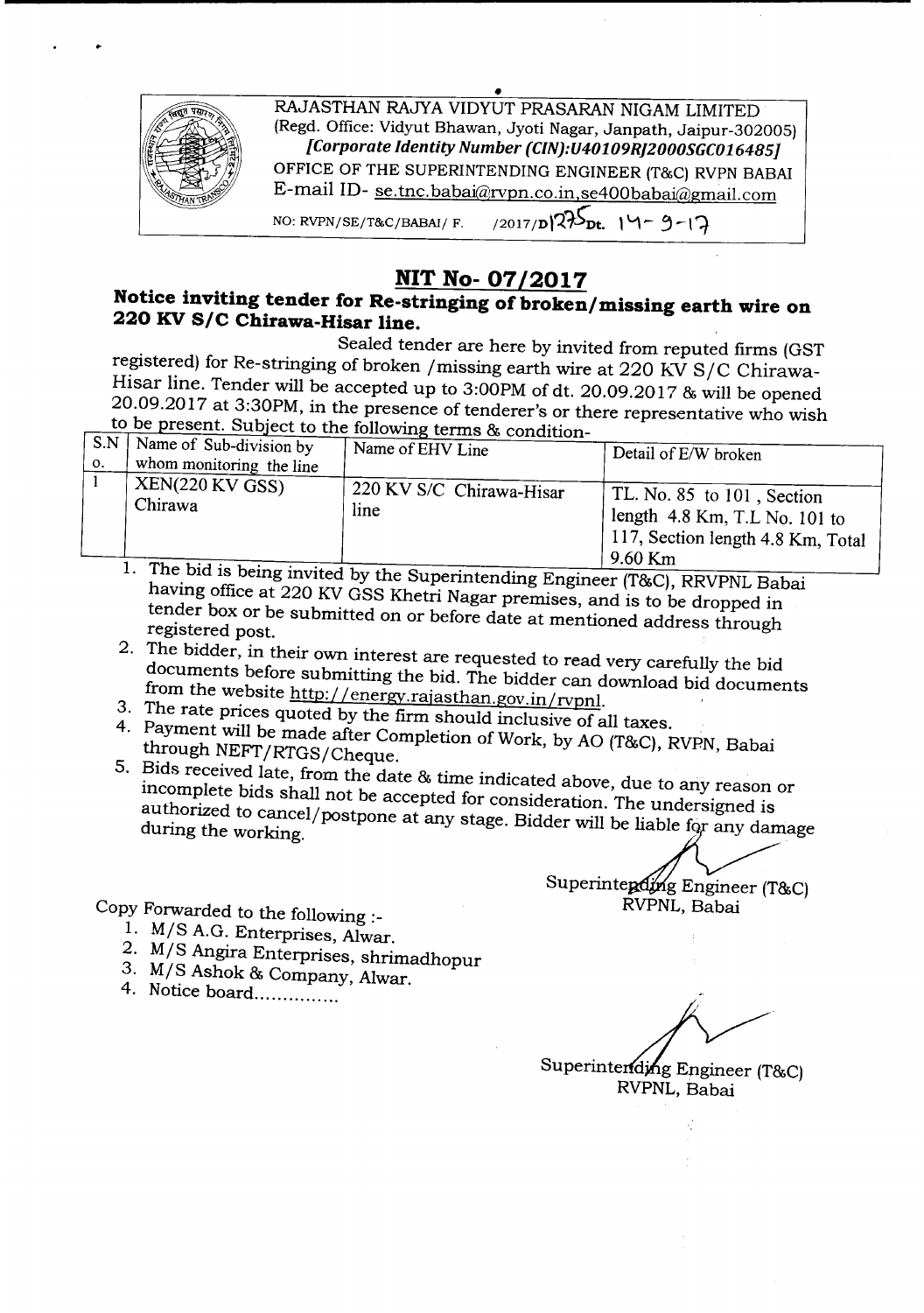RAJASTHAN RAJYA VIDYUT PRASARAN NIGAM LIMITED
(Regd. Office: Vidyut Bhawan, Jyoti Nagar, Janpath, Jaipur-302005)
*[Corporate Identity Number (CIN):U40109RJ2000SGC016485]*
OFFICE OF THE SUPERINTENDING ENGINEER (T&C) RVPN BABAI
E-mail ID- se.tnc.babai@rvpn.co.in,se400babai@gmail.com

NO: RVPN/SE/T&C/BABAI/ F. /2017/D1275 Dt. 14-9-17

# NIT No- 07/2017

**Notice inviting tender for Re-stringing of broken/missing earth wire on 220 KV S/C Chirawa-Hisar line.**

Sealed tender are here by invited from reputed firms (GST registered) for Re-stringing of broken /missing earth wire at 220 KV S/C Chirawa-Hisar line. Tender will be accepted up to 3:00PM of dt. 20.09.2017 & will be opened 20.09.2017 at 3:30PM, in the presence of tenderer's or there representative who wish to be present. Subject to the following terms & condition-

| S.No. | Name of Sub-division by whom monitoring the line | Name of EHV Line | Detail of E/W broken |
|---|---|---|---|
| 1 | XEN(220 KV GSS) Chirawa | 220 KV S/C Chirawa-Hisar line | TL. No. 85 to 101 , Section length 4.8 Km, T.L No. 101 to 117, Section length 4.8 Km, Total 9.60 Km |

1. The bid is being invited by the Superintending Engineer (T&C), RRVPNL Babai having office at 220 KV GSS Khetri Nagar premises, and is to be dropped in tender box or be submitted on or before date at mentioned address through registered post.
2. The bidder, in their own interest are requested to read very carefully the bid documents before submitting the bid. The bidder can download bid documents from the website http://energy.rajasthan.gov.in/rvpnl.
3. The rate prices quoted by the firm should inclusive of all taxes.
4. Payment will be made after Completion of Work, by AO (T&C), RVPN, Babai through NEFT/RTGS/Cheque.
5. Bids received late, from the date & time indicated above, due to any reason or incomplete bids shall not be accepted for consideration. The undersigned is authorized to cancel/postpone at any stage. Bidder will be liable for any damage during the working.

Superintending Engineer (T&C)
RVPNL, Babai

Copy Forwarded to the following :-

1. M/S A.G. Enterprises, Alwar.
2. M/S Angira Enterprises, shrimadhopur
3. M/S Ashok & Company, Alwar.
4. Notice board...............

Superintending Engineer (T&C)
RVPNL, Babai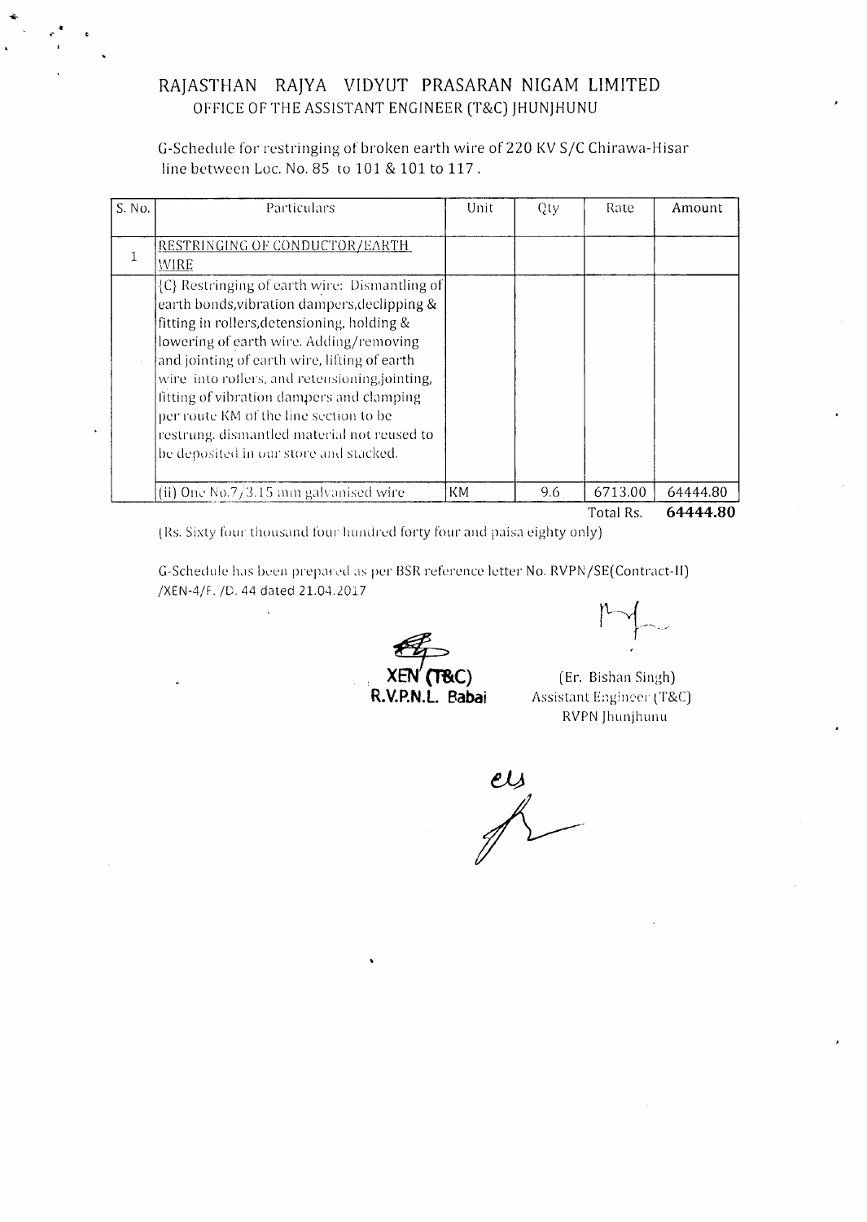# RAJASTHAN RAJYA VIDYUT PRASARAN NIGAM LIMITED

## OFFICE OF THE ASSISTANT ENGINEER (T&C) JHUNJHUNU

G-Schedule for restringing of broken earth wire of 220 KV S/C Chirawa-Hisar line between Loc. No. 85 to 101 & 101 to 117 .

| S. No. | Particulars | Unit | Qty | Rate | Amount |
|---|---|---|---|---|---|
| 1 | RESTRINGING OF CONDUCTOR/EARTH WIRE | | | | |
| | (C) Restringing of earth wire: Dismantling of earth bonds,vibration dampers,declipping & fitting in rollers,detensioning, holding & lowering of earth wire. Adding/removing and jointing of earth wire, lifting of earth wire into rollers, and retensioning,jointing, fitting of vibration dampers and clamping per route KM of the line section to be restrung. dismantled material not reused to be deposited in our store and stacked. | | | | |
| | (ii) One No.7/3.15 mm galvanised wire | KM | 9.6 | 6713.00 | 64444.80 |
| | | | | Total Rs. | **64444.80** |

(Rs. Sixty four thousand four hundred forty four and paisa eighty only)

G-Schedule has been prepared as per BSR reference letter No. RVPN/SE(Contract-II) /XEN-4/F. /D. 44 dated 21.04.2017

**XEN (T&C)**
**R.V.P.N.L. Babai**

(Er. Bishan Singh)
Assistant Engineer (T&C)
RVPN Jhunjhunu